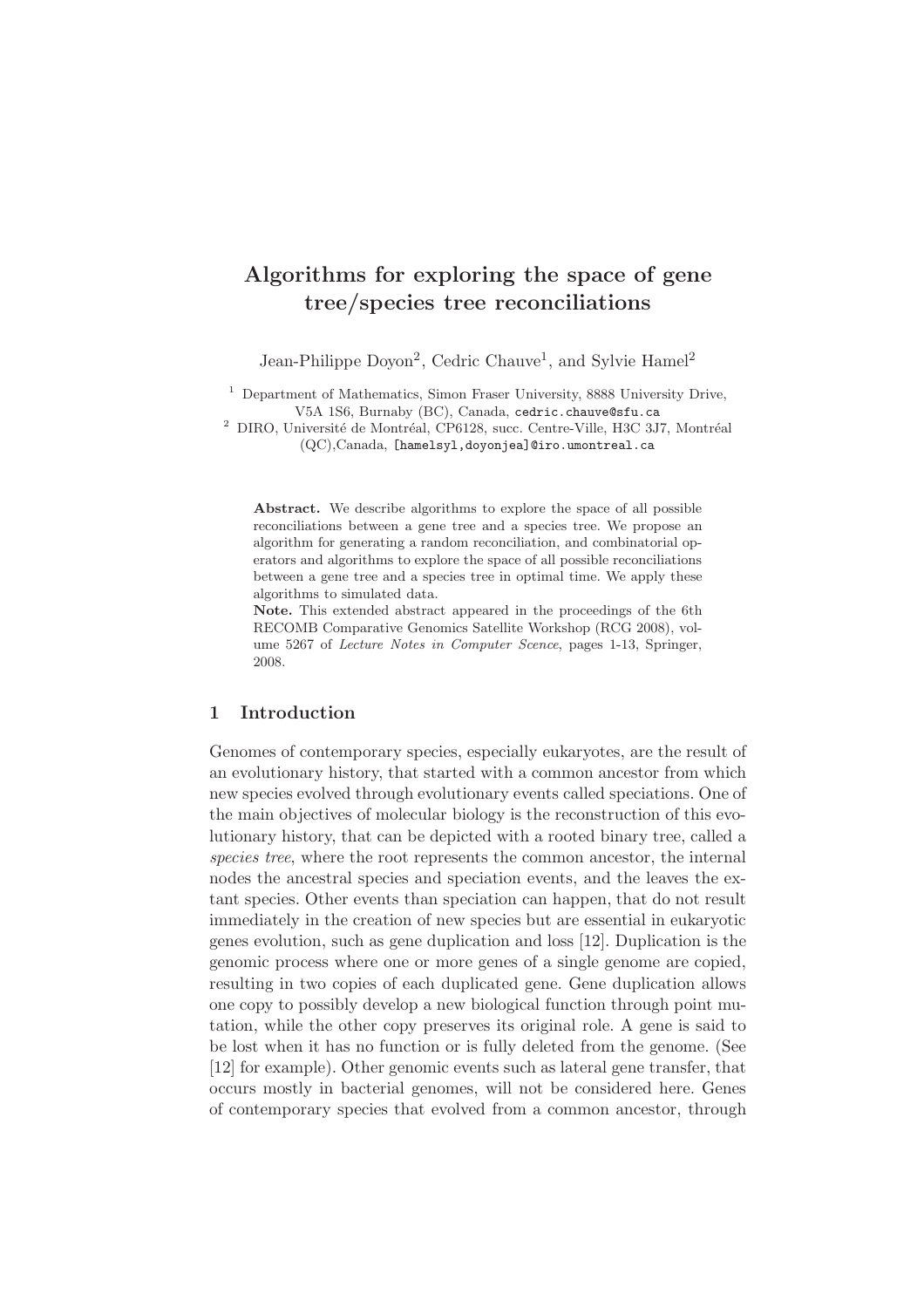# Algorithms for exploring the space of gene tree/species tree reconciliations

Jean-Philippe Doyon[2], Cedric Chauve[1], and Sylvie Hamel[2]

[1] Department of Mathematics, Simon Fraser University, 8888 University Drive, V5A 1S6, Burnaby (BC), Canada, cedric.chauve@sfu.ca

[2] DIRO, Université de Montréal, CP6128, succ. Centre-Ville, H3C 3J7, Montréal (QC),Canada, [hamelsyl,doyonjea]@iro.umontreal.ca

**Abstract.** We describe algorithms to explore the space of all possible reconciliations between a gene tree and a species tree. We propose an algorithm for generating a random reconciliation, and combinatorial operators and algorithms to explore the space of all possible reconciliations between a gene tree and a species tree in optimal time. We apply these algorithms to simulated data.

**Note.** This extended abstract appeared in the proceedings of the 6th RECOMB Comparative Genomics Satellite Workshop (RCG 2008), volume 5267 of *Lecture Notes in Computer Scence*, pages 1-13, Springer, 2008.

## 1 Introduction

Genomes of contemporary species, especially eukaryotes, are the result of an evolutionary history, that started with a common ancestor from which new species evolved through evolutionary events called speciations. One of the main objectives of molecular biology is the reconstruction of this evolutionary history, that can be depicted with a rooted binary tree, called a *species tree*, where the root represents the common ancestor, the internal nodes the ancestral species and speciation events, and the leaves the extant species. Other events than speciation can happen, that do not result immediately in the creation of new species but are essential in eukaryotic genes evolution, such as gene duplication and loss [12]. Duplication is the genomic process where one or more genes of a single genome are copied, resulting in two copies of each duplicated gene. Gene duplication allows one copy to possibly develop a new biological function through point mutation, while the other copy preserves its original role. A gene is said to be lost when it has no function or is fully deleted from the genome. (See [12] for example). Other genomic events such as lateral gene transfer, that occurs mostly in bacterial genomes, will not be considered here. Genes of contemporary species that evolved from a common ancestor, through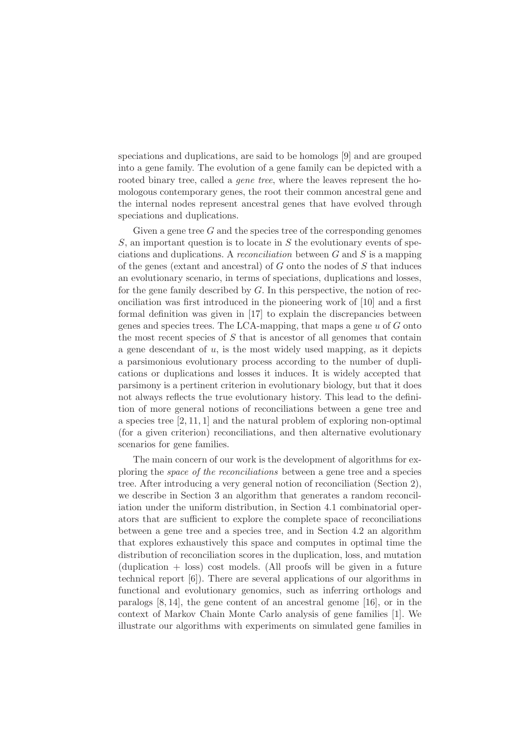speciations and duplications, are said to be homologs [9] and are grouped into a gene family. The evolution of a gene family can be depicted with a rooted binary tree, called a *gene tree*, where the leaves represent the homologous contemporary genes, the root their common ancestral gene and the internal nodes represent ancestral genes that have evolved through speciations and duplications.

Given a gene tree $G$ and the species tree of the corresponding genomes $S$, an important question is to locate in $S$ the evolutionary events of speciations and duplications. A *reconciliation* between $G$ and $S$ is a mapping of the genes (extant and ancestral) of $G$ onto the nodes of $S$ that induces an evolutionary scenario, in terms of speciations, duplications and losses, for the gene family described by $G$. In this perspective, the notion of reconciliation was first introduced in the pioneering work of [10] and a first formal definition was given in [17] to explain the discrepancies between genes and species trees. The LCA-mapping, that maps a gene $u$ of $G$ onto the most recent species of $S$ that is ancestor of all genomes that contain a gene descendant of $u$, is the most widely used mapping, as it depicts a parsimonious evolutionary process according to the number of duplications or duplications and losses it induces. It is widely accepted that parsimony is a pertinent criterion in evolutionary biology, but that it does not always reflects the true evolutionary history. This lead to the definition of more general notions of reconciliations between a gene tree and a species tree [2, 11, 1] and the natural problem of exploring non-optimal (for a given criterion) reconciliations, and then alternative evolutionary scenarios for gene families.

The main concern of our work is the development of algorithms for exploring the *space of the reconciliations* between a gene tree and a species tree. After introducing a very general notion of reconciliation (Section 2), we describe in Section 3 an algorithm that generates a random reconciliation under the uniform distribution, in Section 4.1 combinatorial operators that are sufficient to explore the complete space of reconciliations between a gene tree and a species tree, and in Section 4.2 an algorithm that explores exhaustively this space and computes in optimal time the distribution of reconciliation scores in the duplication, loss, and mutation (duplication + loss) cost models. (All proofs will be given in a future technical report [6]). There are several applications of our algorithms in functional and evolutionary genomics, such as inferring orthologs and paralogs [8, 14], the gene content of an ancestral genome [16], or in the context of Markov Chain Monte Carlo analysis of gene families [1]. We illustrate our algorithms with experiments on simulated gene families in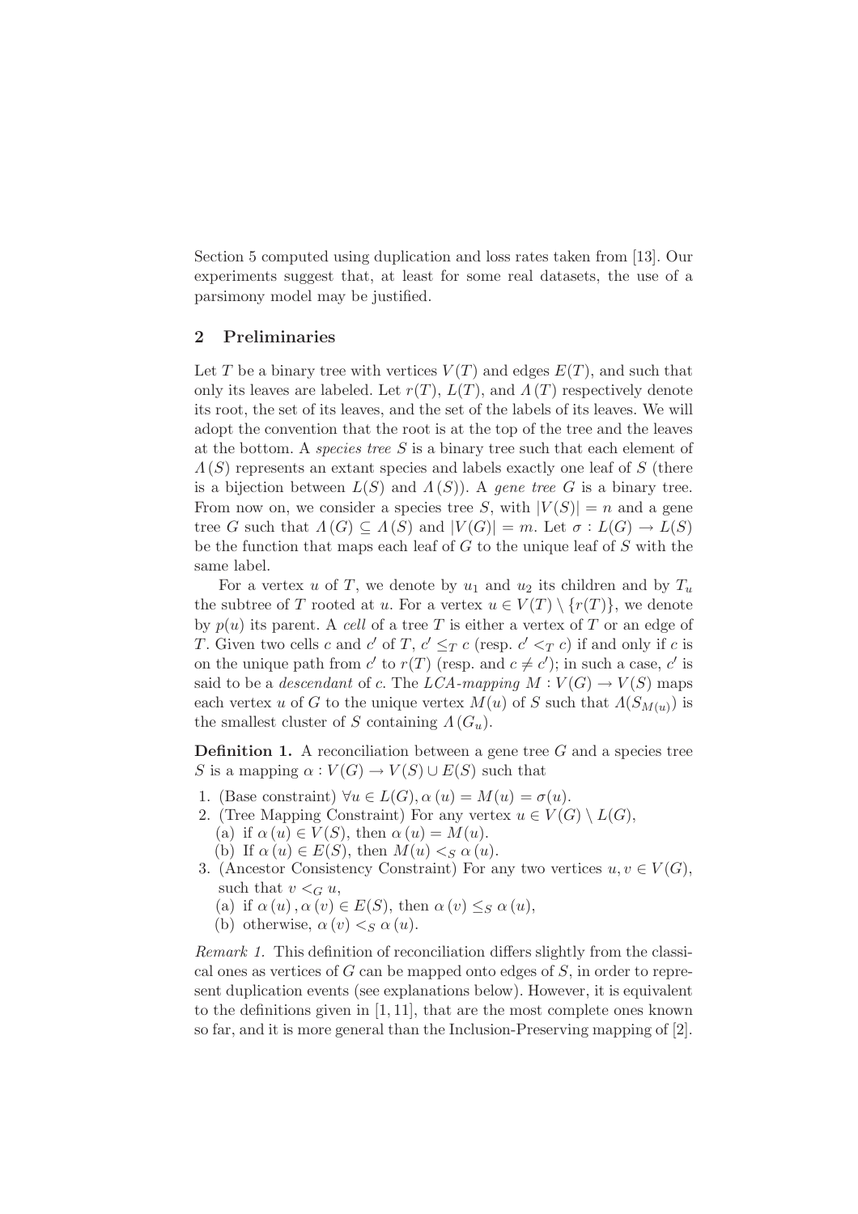Section 5 computed using duplication and loss rates taken from [13]. Our experiments suggest that, at least for some real datasets, the use of a parsimony model may be justified.

## 2 Preliminaries

Let $T$ be a binary tree with vertices $V(T)$ and edges $E(T)$, and such that only its leaves are labeled. Let $r(T)$, $L(T)$, and $\Lambda(T)$ respectively denote its root, the set of its leaves, and the set of the labels of its leaves. We will adopt the convention that the root is at the top of the tree and the leaves at the bottom. A *species tree* $S$ is a binary tree such that each element of $\Lambda(S)$ represents an extant species and labels exactly one leaf of $S$ (there is a bijection between $L(S)$ and $\Lambda(S)$). A *gene tree* $G$ is a binary tree. From now on, we consider a species tree $S$, with $|V(S)| = n$ and a gene tree $G$ such that $\Lambda(G) \subseteq \Lambda(S)$ and $|V(G)| = m$. Let $\sigma : L(G) \rightarrow L(S)$ be the function that maps each leaf of $G$ to the unique leaf of $S$ with the same label.

For a vertex $u$ of $T$, we denote by $u_1$ and $u_2$ its children and by $T_u$ the subtree of $T$ rooted at $u$. For a vertex $u \in V(T) \setminus \{r(T)\}$, we denote by $p(u)$ its parent. A *cell* of a tree $T$ is either a vertex of $T$ or an edge of $T$. Given two cells $c$ and $c'$ of $T$, $c' \leq_T c$ (resp. $c' <_T c$) if and only if $c$ is on the unique path from $c'$ to $r(T)$ (resp. and $c \neq c'$); in such a case, $c'$ is said to be a *descendant* of $c$. The *LCA-mapping* $M : V(G) \rightarrow V(S)$ maps each vertex $u$ of $G$ to the unique vertex $M(u)$ of $S$ such that $\Lambda(S_{M(u)})$ is the smallest cluster of $S$ containing $\Lambda(G_u)$.

**Definition 1.** A reconciliation between a gene tree $G$ and a species tree $S$ is a mapping $\alpha : V(G) \rightarrow V(S) \cup E(S)$ such that

1. (Base constraint) $\forall u \in L(G), \alpha(u) = M(u) = \sigma(u)$.
2. (Tree Mapping Constraint) For any vertex $u \in V(G) \setminus L(G)$,
   (a) if $\alpha(u) \in V(S)$, then $\alpha(u) = M(u)$.
   (b) If $\alpha(u) \in E(S)$, then $M(u) <_S \alpha(u)$.
3. (Ancestor Consistency Constraint) For any two vertices $u, v \in V(G)$, such that $v <_G u$,
   (a) if $\alpha(u), \alpha(v) \in E(S)$, then $\alpha(v) \leq_S \alpha(u)$,
   (b) otherwise, $\alpha(v) <_S \alpha(u)$.

*Remark 1.* This definition of reconciliation differs slightly from the classical ones as vertices of $G$ can be mapped onto edges of $S$, in order to represent duplication events (see explanations below). However, it is equivalent to the definitions given in [1, 11], that are the most complete ones known so far, and it is more general than the Inclusion-Preserving mapping of [2].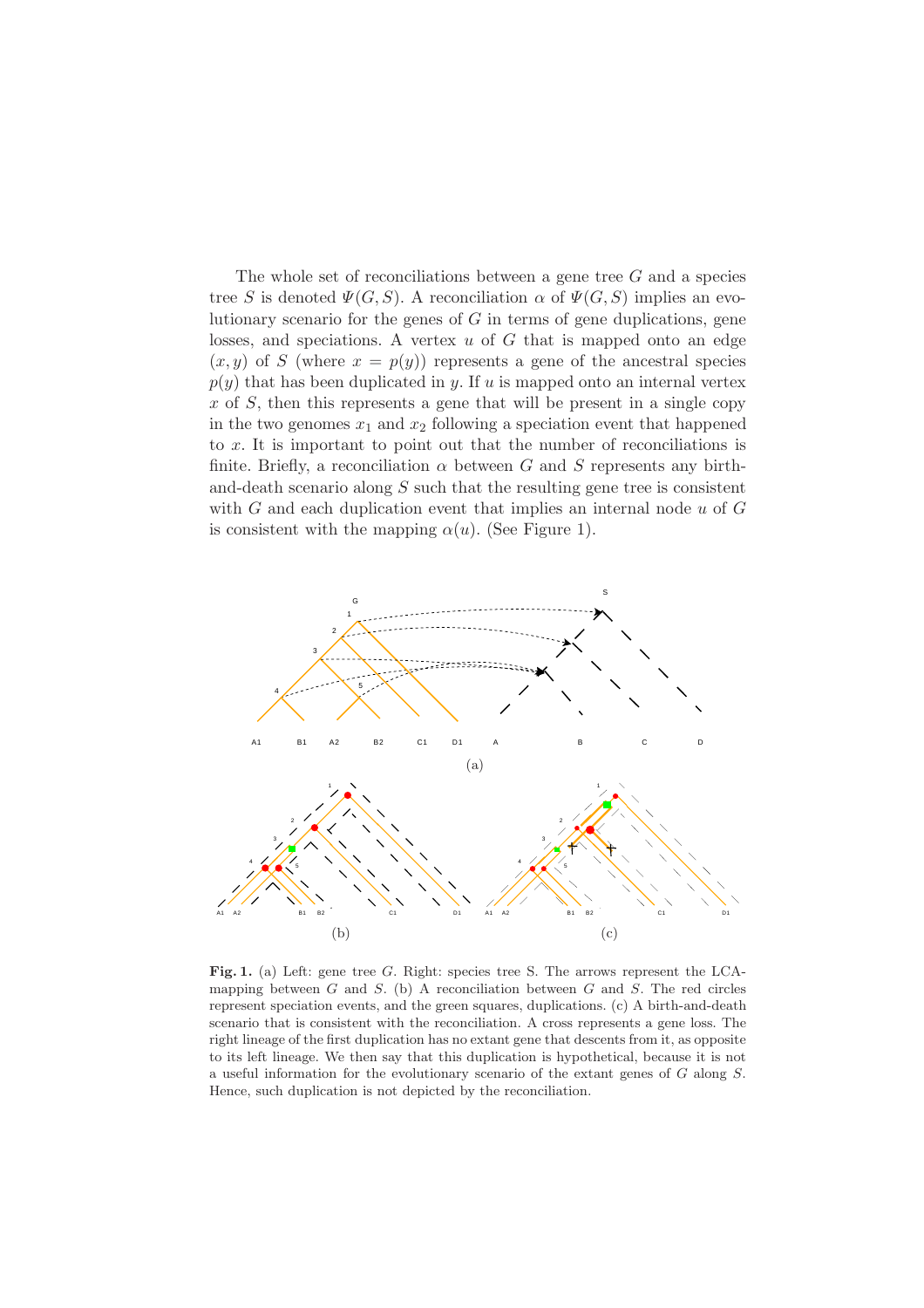The whole set of reconciliations between a gene tree $G$ and a species tree $S$ is denoted $\Psi(G, S)$. A reconciliation $\alpha$ of $\Psi(G, S)$ implies an evolutionary scenario for the genes of $G$ in terms of gene duplications, gene losses, and speciations. A vertex $u$ of $G$ that is mapped onto an edge $(x, y)$ of $S$ (where $x = p(y)$) represents a gene of the ancestral species $p(y)$ that has been duplicated in $y$. If $u$ is mapped onto an internal vertex $x$ of $S$, then this represents a gene that will be present in a single copy in the two genomes $x_1$ and $x_2$ following a speciation event that happened to $x$. It is important to point out that the number of reconciliations is finite. Briefly, a reconciliation $\alpha$ between $G$ and $S$ represents any birth-and-death scenario along $S$ such that the resulting gene tree is consistent with $G$ and each duplication event that implies an internal node $u$ of $G$ is consistent with the mapping $\alpha(u)$. (See Figure 1).

(a)

(b)

(c)

**Fig. 1.** (a) Left: gene tree $G$. Right: species tree S. The arrows represent the LCA-mapping between $G$ and $S$. (b) A reconciliation between $G$ and $S$. The red circles represent speciation events, and the green squares, duplications. (c) A birth-and-death scenario that is consistent with the reconciliation. A cross represents a gene loss. The right lineage of the first duplication has no extant gene that descents from it, as opposite to its left lineage. We then say that this duplication is hypothetical, because it is not a useful information for the evolutionary scenario of the extant genes of $G$ along $S$. Hence, such duplication is not depicted by the reconciliation.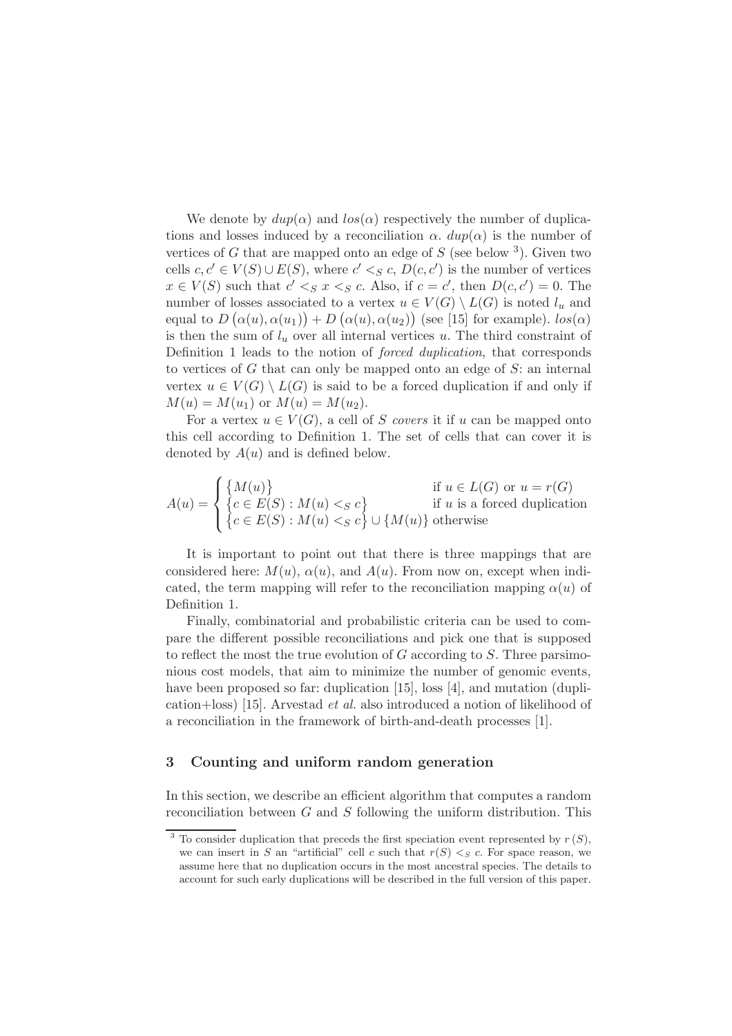We denote by $dup(\alpha)$ and $los(\alpha)$ respectively the number of duplications and losses induced by a reconciliation $\alpha$. $dup(\alpha)$ is the number of vertices of $G$ that are mapped onto an edge of $S$ (see below [3]). Given two cells $c, c' \in V(S) \cup E(S)$, where $c' <_S c$, $D(c, c')$ is the number of vertices $x \in V(S)$ such that $c' <_S x <_S c$. Also, if $c = c'$, then $D(c, c') = 0$. The number of losses associated to a vertex $u \in V(G) \setminus L(G)$ is noted $l_u$ and equal to $D\left(\alpha(u), \alpha(u_1)\right) + D\left(\alpha(u), \alpha(u_2)\right)$ (see [15] for example). $los(\alpha)$ is then the sum of $l_u$ over all internal vertices $u$. The third constraint of Definition 1 leads to the notion of *forced duplication*, that corresponds to vertices of $G$ that can only be mapped onto an edge of $S$: an internal vertex $u \in V(G) \setminus L(G)$ is said to be a forced duplication if and only if $M(u) = M(u_1)$ or $M(u) = M(u_2)$.

For a vertex $u \in V(G)$, a cell of $S$ *covers* it if $u$ can be mapped onto this cell according to Definition 1. The set of cells that can cover it is denoted by $A(u)$ and is defined below.

$$A(u) = \begin{cases} \{M(u)\} & \text{if } u \in L(G) \text{ or } u = r(G) \\ \{c \in E(S) : M(u) <_S c\} & \text{if } u \text{ is a forced duplication} \\ \{c \in E(S) : M(u) <_S c\} \cup \{M(u)\} & \text{otherwise} \end{cases}$$

It is important to point out that there is three mappings that are considered here: $M(u)$, $\alpha(u)$, and $A(u)$. From now on, except when indicated, the term mapping will refer to the reconciliation mapping $\alpha(u)$ of Definition 1.

Finally, combinatorial and probabilistic criteria can be used to compare the different possible reconciliations and pick one that is supposed to reflect the most the true evolution of $G$ according to $S$. Three parsimonious cost models, that aim to minimize the number of genomic events, have been proposed so far: duplication [15], loss [4], and mutation (duplication+loss) [15]. Arvestad *et al.* also introduced a notion of likelihood of a reconciliation in the framework of birth-and-death processes [1].

## 3 Counting and uniform random generation

In this section, we describe an efficient algorithm that computes a random reconciliation between $G$ and $S$ following the uniform distribution. This

[3] To consider duplication that preceds the first speciation event represented by $r(S)$, we can insert in $S$ an "artificial" cell $c$ such that $r(S) <_S c$. For space reason, we assume here that no duplication occurs in the most ancestral species. The details to account for such early duplications will be described in the full version of this paper.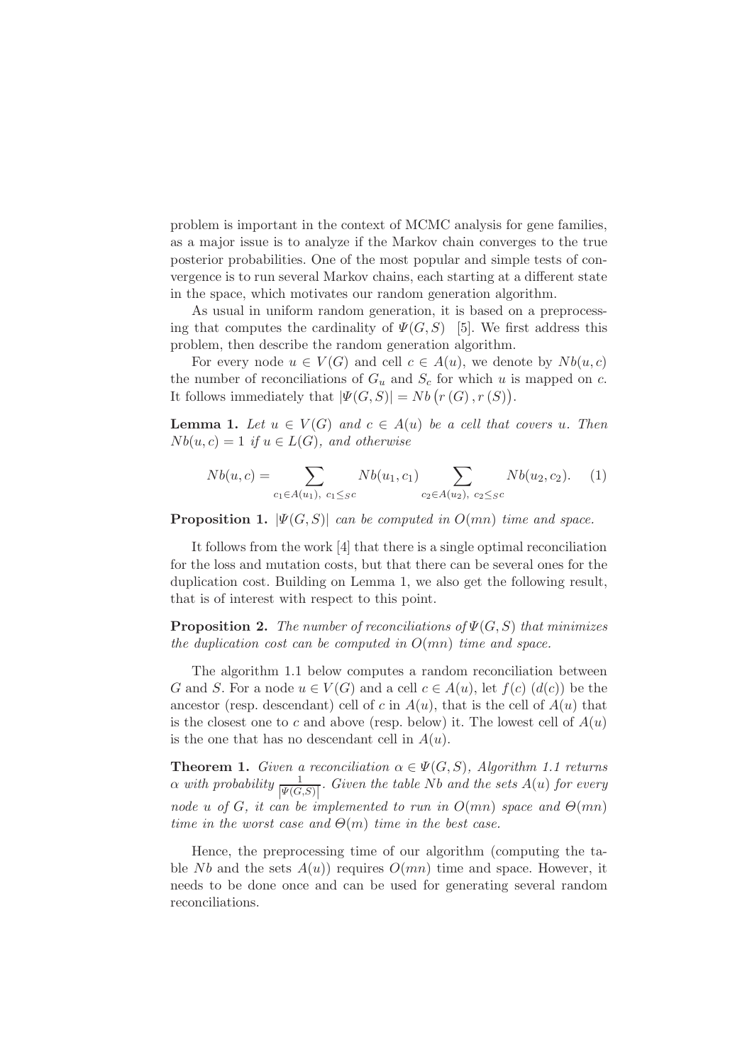problem is important in the context of MCMC analysis for gene families, as a major issue is to analyze if the Markov chain converges to the true posterior probabilities. One of the most popular and simple tests of convergence is to run several Markov chains, each starting at a different state in the space, which motivates our random generation algorithm.

As usual in uniform random generation, it is based on a preprocessing that computes the cardinality of $\Psi(G,S)$ [5]. We first address this problem, then describe the random generation algorithm.

For every node $u \in V(G)$ and cell $c \in A(u)$, we denote by $Nb(u,c)$ the number of reconciliations of $G_u$ and $S_c$ for which $u$ is mapped on $c$. It follows immediately that $|\Psi(G,S)| = Nb\left(r\left(G\right), r\left(S\right)\right)$.

**Lemma 1.** *Let $u \in V(G)$ and $c \in A(u)$ be a cell that covers $u$. Then $Nb(u,c) = 1$ if $u \in L(G)$, and otherwise*

$$Nb(u,c) = \sum_{c_1 \in A(u_1),\ c_1 \leq_S c} Nb(u_1,c_1) \sum_{c_2 \in A(u_2),\ c_2 \leq_S c} Nb(u_2,c_2). \quad (1)$$

**Proposition 1.** *$|\Psi(G,S)|$ can be computed in $O(mn)$ time and space.*

It follows from the work [4] that there is a single optimal reconciliation for the loss and mutation costs, but that there can be several ones for the duplication cost. Building on Lemma 1, we also get the following result, that is of interest with respect to this point.

**Proposition 2.** *The number of reconciliations of $\Psi(G,S)$ that minimizes the duplication cost can be computed in $O(mn)$ time and space.*

The algorithm 1.1 below computes a random reconciliation between $G$ and $S$. For a node $u \in V(G)$ and a cell $c \in A(u)$, let $f(c)$ ($d(c)$) be the ancestor (resp. descendant) cell of $c$ in $A(u)$, that is the cell of $A(u)$ that is the closest one to $c$ and above (resp. below) it. The lowest cell of $A(u)$ is the one that has no descendant cell in $A(u)$.

**Theorem 1.** *Given a reconciliation $\alpha \in \Psi(G,S)$, Algorithm 1.1 returns $\alpha$ with probability $\frac{1}{|\Psi(G,S)|}$. Given the table $Nb$ and the sets $A(u)$ for every node $u$ of $G$, it can be implemented to run in $O(mn)$ space and $\Theta(mn)$ time in the worst case and $\Theta(m)$ time in the best case.*

Hence, the preprocessing time of our algorithm (computing the table $Nb$ and the sets $A(u)$) requires $O(mn)$ time and space. However, it needs to be done once and can be used for generating several random reconciliations.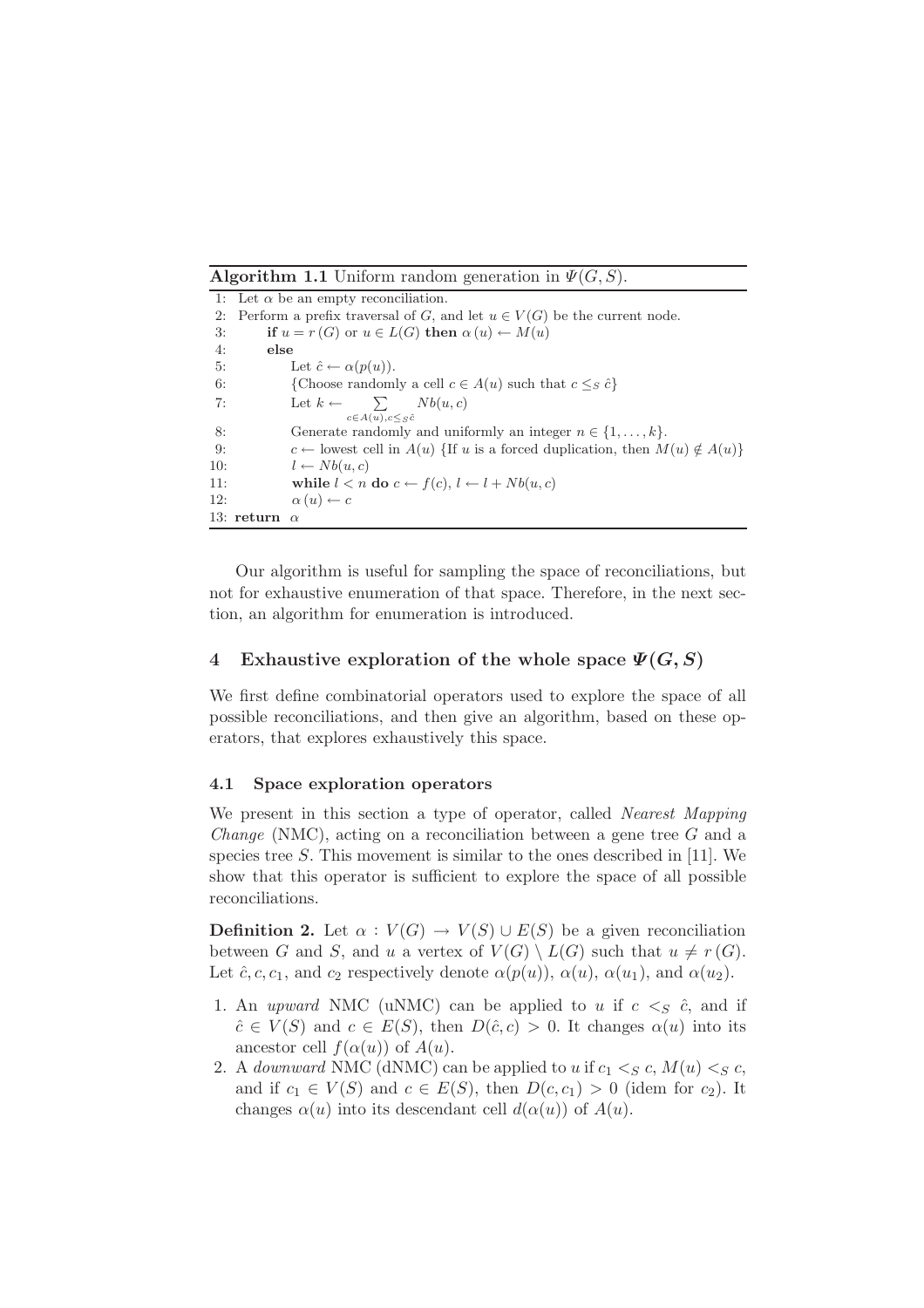**Algorithm 1.1** Uniform random generation in $\Psi(G, S)$.

```
1:  Let α be an empty reconciliation.
2:  Perform a prefix traversal of G, and let u ∈ V(G) be the current node.
3:      if u = r(G) or u ∈ L(G) then α(u) ← M(u)
4:      else
5:          Let ĉ ← α(p(u)).
6:          {Choose randomly a cell c ∈ A(u) such that c ≤_S ĉ}
7:          Let k ← Σ_{c ∈ A(u), c ≤_S ĉ} Nb(u, c)
8:          Generate randomly and uniformly an integer n ∈ {1, ..., k}.
9:          c ← lowest cell in A(u) {If u is a forced duplication, then M(u) ∉ A(u)}
10:         l ← Nb(u, c)
11:         while l < n do c ← f(c), l ← l + Nb(u, c)
12:         α(u) ← c
13: return α
```

Our algorithm is useful for sampling the space of reconciliations, but not for exhaustive enumeration of that space. Therefore, in the next section, an algorithm for enumeration is introduced.

## 4 Exhaustive exploration of the whole space $\Psi(G, S)$

We first define combinatorial operators used to explore the space of all possible reconciliations, and then give an algorithm, based on these operators, that explores exhaustively this space.

### 4.1 Space exploration operators

We present in this section a type of operator, called *Nearest Mapping Change* (NMC), acting on a reconciliation between a gene tree $G$ and a species tree $S$. This movement is similar to the ones described in [11]. We show that this operator is sufficient to explore the space of all possible reconciliations.

**Definition 2.** Let $\alpha : V(G) \to V(S) \cup E(S)$ be a given reconciliation between $G$ and $S$, and $u$ a vertex of $V(G) \setminus L(G)$ such that $u \neq r(G)$. Let $\hat{c}, c, c_1$, and $c_2$ respectively denote $\alpha(p(u))$, $\alpha(u)$, $\alpha(u_1)$, and $\alpha(u_2)$.

1. An *upward* NMC (uNMC) can be applied to $u$ if $c <_S \hat{c}$, and if $\hat{c} \in V(S)$ and $c \in E(S)$, then $D(\hat{c}, c) > 0$. It changes $\alpha(u)$ into its ancestor cell $f(\alpha(u))$ of $A(u)$.
2. A *downward* NMC (dNMC) can be applied to $u$ if $c_1 <_S c$, $M(u) <_S c$, and if $c_1 \in V(S)$ and $c \in E(S)$, then $D(c, c_1) > 0$ (idem for $c_2$). It changes $\alpha(u)$ into its descendant cell $d(\alpha(u))$ of $A(u)$.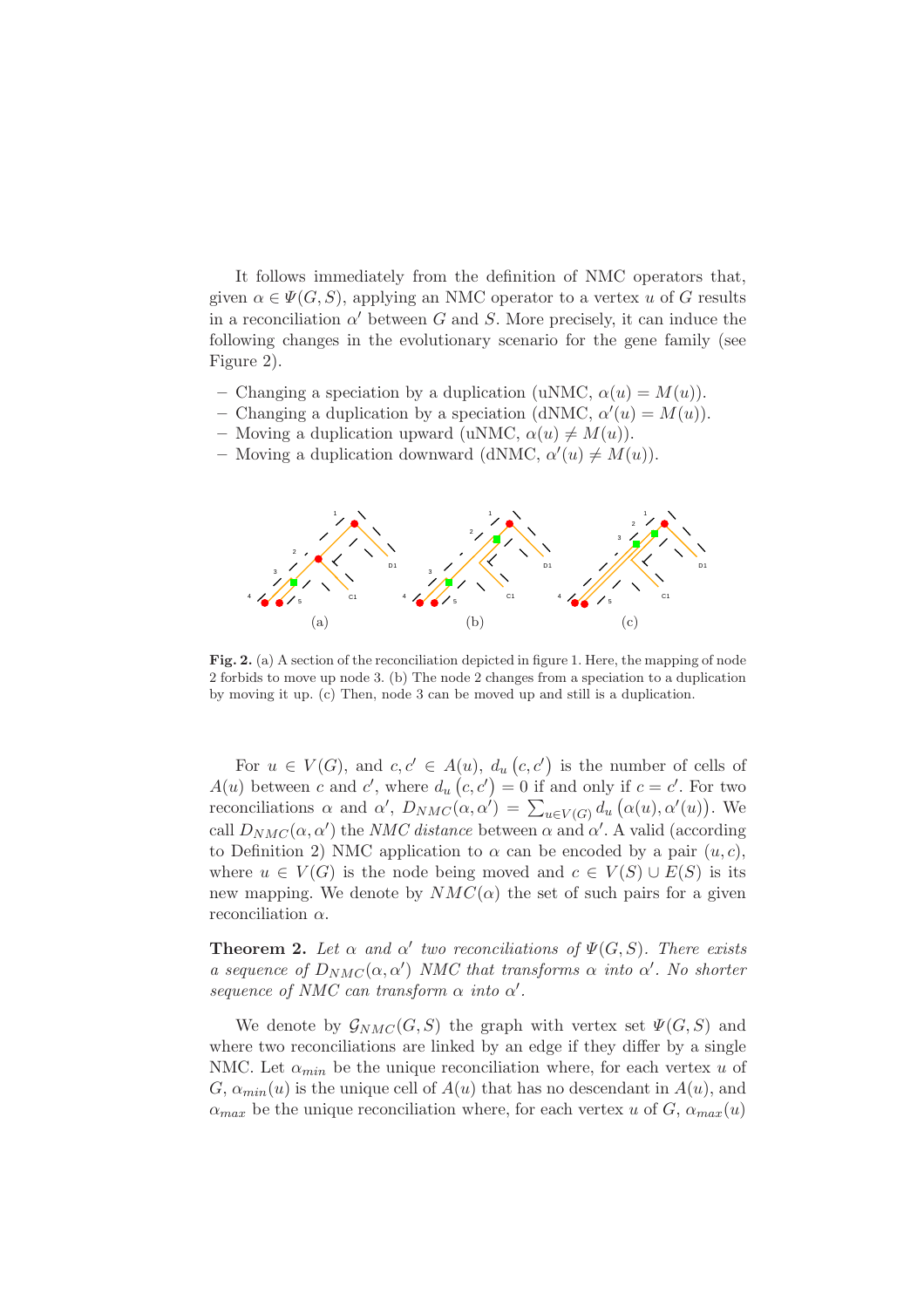It follows immediately from the definition of NMC operators that, given $\alpha \in \Psi(G,S)$, applying an NMC operator to a vertex $u$ of $G$ results in a reconciliation $\alpha'$ between $G$ and $S$. More precisely, it can induce the following changes in the evolutionary scenario for the gene family (see Figure 2).

- Changing a speciation by a duplication (uNMC, $\alpha(u) = M(u)$).
- Changing a duplication by a speciation (dNMC, $\alpha'(u) = M(u)$).
- Moving a duplication upward (uNMC, $\alpha(u) \neq M(u)$).
- Moving a duplication downward (dNMC, $\alpha'(u) \neq M(u)$).

**Fig. 2.** (a) A section of the reconciliation depicted in figure 1. Here, the mapping of node 2 forbids to move up node 3. (b) The node 2 changes from a speciation to a duplication by moving it up. (c) Then, node 3 can be moved up and still is a duplication.

For $u \in V(G)$, and $c, c' \in A(u)$, $d_u(c, c')$ is the number of cells of $A(u)$ between $c$ and $c'$, where $d_u(c, c') = 0$ if and only if $c = c'$. For two reconciliations $\alpha$ and $\alpha'$, $D_{NMC}(\alpha, \alpha') = \sum_{u \in V(G)} d_u(\alpha(u), \alpha'(u))$. We call $D_{NMC}(\alpha, \alpha')$ the *NMC distance* between $\alpha$ and $\alpha'$. A valid (according to Definition 2) NMC application to $\alpha$ can be encoded by a pair $(u, c)$, where $u \in V(G)$ is the node being moved and $c \in V(S) \cup E(S)$ is its new mapping. We denote by $NMC(\alpha)$ the set of such pairs for a given reconciliation $\alpha$.

**Theorem 2.** *Let $\alpha$ and $\alpha'$ two reconciliations of $\Psi(G,S)$. There exists a sequence of $D_{NMC}(\alpha, \alpha')$ NMC that transforms $\alpha$ into $\alpha'$. No shorter sequence of NMC can transform $\alpha$ into $\alpha'$.*

We denote by $\mathcal{G}_{NMC}(G,S)$ the graph with vertex set $\Psi(G,S)$ and where two reconciliations are linked by an edge if they differ by a single NMC. Let $\alpha_{min}$ be the unique reconciliation where, for each vertex $u$ of $G$, $\alpha_{min}(u)$ is the unique cell of $A(u)$ that has no descendant in $A(u)$, and $\alpha_{max}$ be the unique reconciliation where, for each vertex $u$ of $G$, $\alpha_{max}(u)$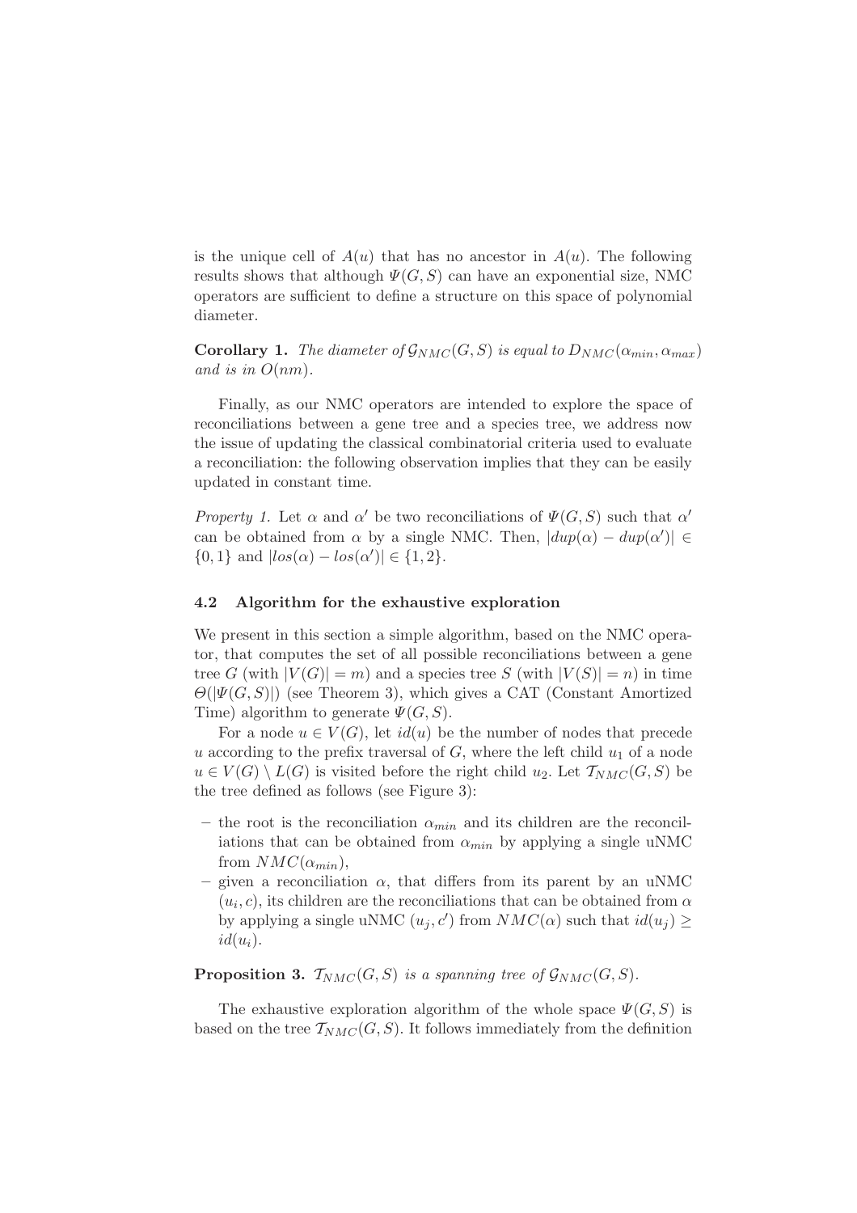is the unique cell of $A(u)$ that has no ancestor in $A(u)$. The following results shows that although $\Psi(G,S)$ can have an exponential size, NMC operators are sufficient to define a structure on this space of polynomial diameter.

**Corollary 1.** *The diameter of* $\mathcal{G}_{NMC}(G,S)$ *is equal to* $D_{NMC}(\alpha_{min}, \alpha_{max})$ *and is in* $O(nm)$.

Finally, as our NMC operators are intended to explore the space of reconciliations between a gene tree and a species tree, we address now the issue of updating the classical combinatorial criteria used to evaluate a reconciliation: the following observation implies that they can be easily updated in constant time.

*Property 1.* Let $\alpha$ and $\alpha'$ be two reconciliations of $\Psi(G,S)$ such that $\alpha'$ can be obtained from $\alpha$ by a single NMC. Then, $|dup(\alpha) - dup(\alpha')| \in \{0,1\}$ and $|los(\alpha) - los(\alpha')| \in \{1,2\}$.

### 4.2 Algorithm for the exhaustive exploration

We present in this section a simple algorithm, based on the NMC operator, that computes the set of all possible reconciliations between a gene tree $G$ (with $|V(G)| = m$) and a species tree $S$ (with $|V(S)| = n$) in time $\Theta(|\Psi(G,S)|)$ (see Theorem 3), which gives a CAT (Constant Amortized Time) algorithm to generate $\Psi(G,S)$.

For a node $u \in V(G)$, let $id(u)$ be the number of nodes that precede $u$ according to the prefix traversal of $G$, where the left child $u_1$ of a node $u \in V(G) \setminus L(G)$ is visited before the right child $u_2$. Let $\mathcal{T}_{NMC}(G,S)$ be the tree defined as follows (see Figure 3):

- the root is the reconciliation $\alpha_{min}$ and its children are the reconciliations that can be obtained from $\alpha_{min}$ by applying a single uNMC from $NMC(\alpha_{min})$,
- given a reconciliation $\alpha$, that differs from its parent by an uNMC $(u_i, c)$, its children are the reconciliations that can be obtained from $\alpha$ by applying a single uNMC $(u_j, c')$ from $NMC(\alpha)$ such that $id(u_j) \geq id(u_i)$.

**Proposition 3.** $\mathcal{T}_{NMC}(G,S)$ *is a spanning tree of* $\mathcal{G}_{NMC}(G,S)$.

The exhaustive exploration algorithm of the whole space $\Psi(G,S)$ is based on the tree $\mathcal{T}_{NMC}(G,S)$. It follows immediately from the definition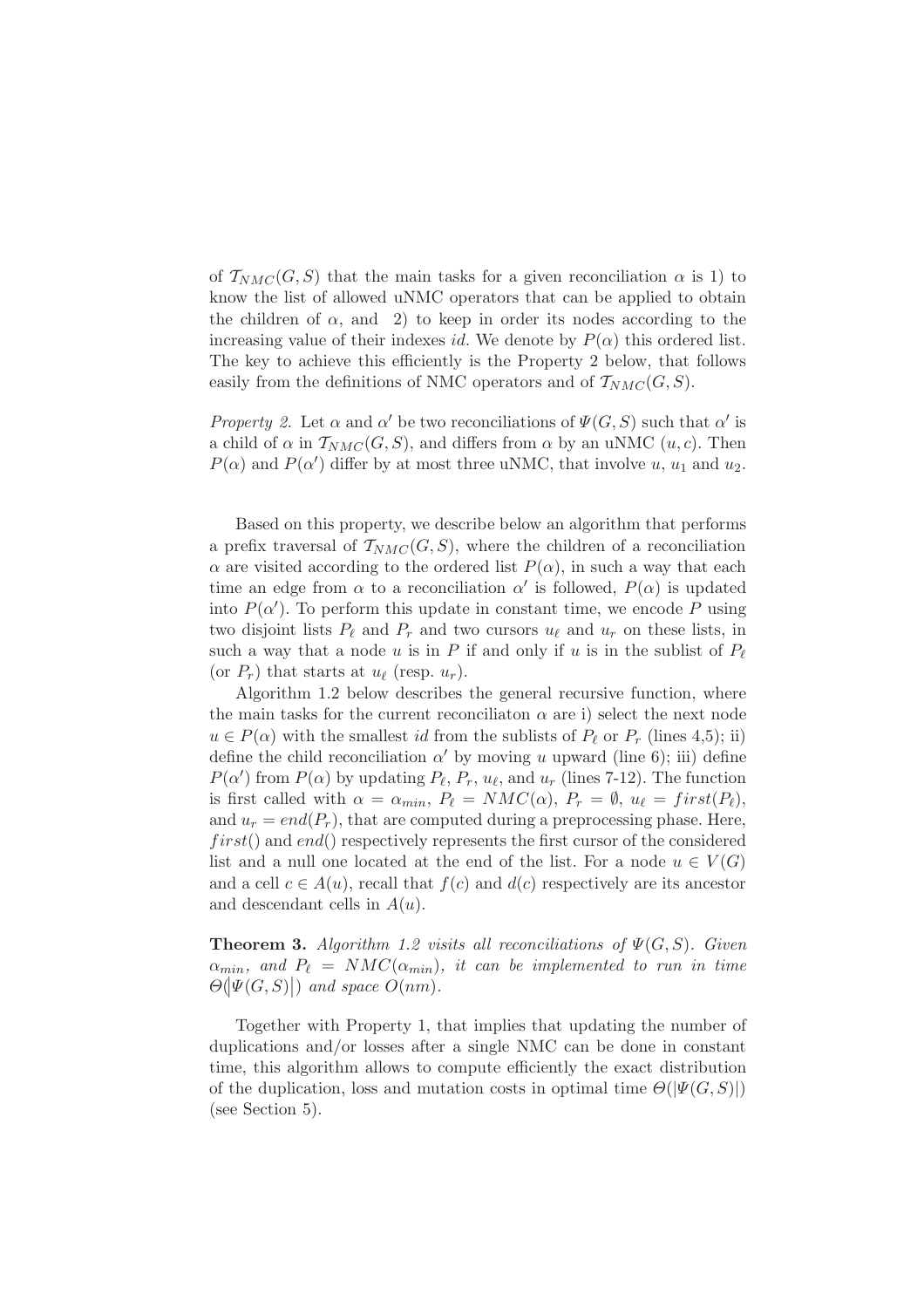of $\mathcal{T}_{NMC}(G, S)$ that the main tasks for a given reconciliation $\alpha$ is 1) to know the list of allowed uNMC operators that can be applied to obtain the children of $\alpha$, and 2) to keep in order its nodes according to the increasing value of their indexes $id$. We denote by $P(\alpha)$ this ordered list. The key to achieve this efficiently is the Property 2 below, that follows easily from the definitions of NMC operators and of $\mathcal{T}_{NMC}(G, S)$.

*Property 2.* Let $\alpha$ and $\alpha'$ be two reconciliations of $\Psi(G, S)$ such that $\alpha'$ is a child of $\alpha$ in $\mathcal{T}_{NMC}(G, S)$, and differs from $\alpha$ by an uNMC $(u, c)$. Then $P(\alpha)$ and $P(\alpha')$ differ by at most three uNMC, that involve $u$, $u_1$ and $u_2$.

Based on this property, we describe below an algorithm that performs a prefix traversal of $\mathcal{T}_{NMC}(G, S)$, where the children of a reconciliation $\alpha$ are visited according to the ordered list $P(\alpha)$, in such a way that each time an edge from $\alpha$ to a reconciliation $\alpha'$ is followed, $P(\alpha)$ is updated into $P(\alpha')$. To perform this update in constant time, we encode $P$ using two disjoint lists $P_\ell$ and $P_r$ and two cursors $u_\ell$ and $u_r$ on these lists, in such a way that a node $u$ is in $P$ if and only if $u$ is in the sublist of $P_\ell$ (or $P_r$) that starts at $u_\ell$ (resp. $u_r$).

Algorithm 1.2 below describes the general recursive function, where the main tasks for the current reconciliaton $\alpha$ are i) select the next node $u \in P(\alpha)$ with the smallest $id$ from the sublists of $P_\ell$ or $P_r$ (lines 4,5); ii) define the child reconciliation $\alpha'$ by moving $u$ upward (line 6); iii) define $P(\alpha')$ from $P(\alpha)$ by updating $P_\ell$, $P_r$, $u_\ell$, and $u_r$ (lines 7-12). The function is first called with $\alpha = \alpha_{min}$, $P_\ell = NMC(\alpha)$, $P_r = \emptyset$, $u_\ell = first(P_\ell)$, and $u_r = end(P_r)$, that are computed during a preprocessing phase. Here, $first()$ and $end()$ respectively represents the first cursor of the considered list and a null one located at the end of the list. For a node $u \in V(G)$ and a cell $c \in A(u)$, recall that $f(c)$ and $d(c)$ respectively are its ancestor and descendant cells in $A(u)$.

**Theorem 3.** *Algorithm 1.2 visits all reconciliations of $\Psi(G, S)$. Given $\alpha_{min}$, and $P_\ell = NMC(\alpha_{min})$, it can be implemented to run in time $\Theta(|\Psi(G, S)|)$ and space $O(nm)$.*

Together with Property 1, that implies that updating the number of duplications and/or losses after a single NMC can be done in constant time, this algorithm allows to compute efficiently the exact distribution of the duplication, loss and mutation costs in optimal time $\Theta(|\Psi(G, S)|)$ (see Section 5).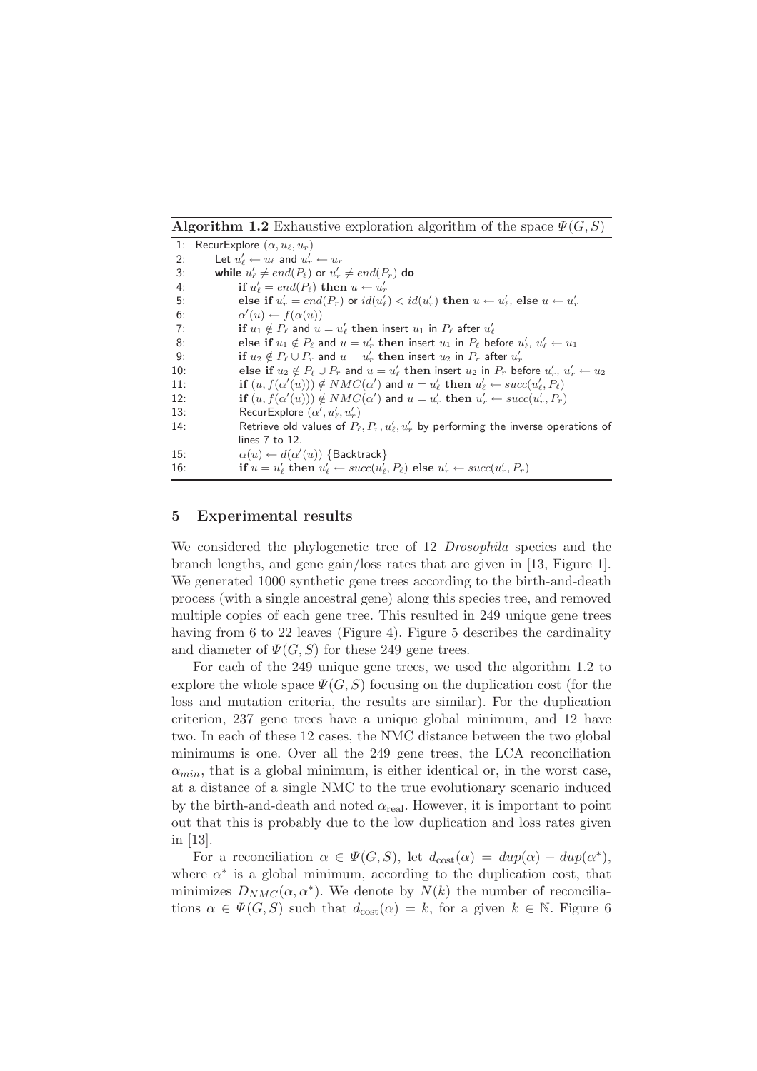**Algorithm 1.2** Exhaustive exploration algorithm of the space $\Psi(G, S)$

```
1:  RecurExplore (α, u_ℓ, u_r)
2:      Let u'_ℓ ← u_ℓ and u'_r ← u_r
3:      while u'_ℓ ≠ end(P_ℓ) or u'_r ≠ end(P_r) do
4:          if u'_ℓ = end(P_ℓ) then u ← u'_r
5:          else if u'_r = end(P_r) or id(u'_ℓ) < id(u'_r) then u ← u'_ℓ, else u ← u'_r
6:          α'(u) ← f(α(u))
7:          if u_1 ∉ P_ℓ and u = u'_ℓ then insert u_1 in P_ℓ after u'_ℓ
8:          else if u_1 ∉ P_ℓ and u = u'_r then insert u_1 in P_ℓ before u'_ℓ, u'_ℓ ← u_1
9:          if u_2 ∉ P_ℓ ∪ P_r and u = u'_r then insert u_2 in P_r after u'_r
10:         else if u_2 ∉ P_ℓ ∪ P_r and u = u'_ℓ then insert u_2 in P_r before u'_r, u'_r ← u_2
11:         if (u, f(α'(u))) ∉ NMC(α') and u = u'_ℓ then u'_ℓ ← succ(u'_ℓ, P_ℓ)
12:         if (u, f(α'(u))) ∉ NMC(α') and u = u'_r then u'_r ← succ(u'_r, P_r)
13:         RecurExplore (α', u'_ℓ, u'_r)
14:         Retrieve old values of P_ℓ, P_r, u'_ℓ, u'_r by performing the inverse operations of
            lines 7 to 12.
15:         α(u) ← d(α'(u)) {Backtrack}
16:         if u = u'_ℓ then u'_ℓ ← succ(u'_ℓ, P_ℓ) else u'_r ← succ(u'_r, P_r)
```

## 5 Experimental results

We considered the phylogenetic tree of 12 *Drosophila* species and the branch lengths, and gene gain/loss rates that are given in [13, Figure 1]. We generated 1000 synthetic gene trees according to the birth-and-death process (with a single ancestral gene) along this species tree, and removed multiple copies of each gene tree. This resulted in 249 unique gene trees having from 6 to 22 leaves (Figure 4). Figure 5 describes the cardinality and diameter of $\Psi(G, S)$ for these 249 gene trees.

For each of the 249 unique gene trees, we used the algorithm 1.2 to explore the whole space $\Psi(G, S)$ focusing on the duplication cost (for the loss and mutation criteria, the results are similar). For the duplication criterion, 237 gene trees have a unique global minimum, and 12 have two. In each of these 12 cases, the NMC distance between the two global minimums is one. Over all the 249 gene trees, the LCA reconciliation $\alpha_{min}$, that is a global minimum, is either identical or, in the worst case, at a distance of a single NMC to the true evolutionary scenario induced by the birth-and-death and noted $\alpha_{\text{real}}$. However, it is important to point out that this is probably due to the low duplication and loss rates given in [13].

For a reconciliation $\alpha \in \Psi(G, S)$, let $d_{\text{cost}}(\alpha) = dup(\alpha) - dup(\alpha^*)$, where $\alpha^*$ is a global minimum, according to the duplication cost, that minimizes $D_{NMC}(\alpha, \alpha^*)$. We denote by $N(k)$ the number of reconciliations $\alpha \in \Psi(G, S)$ such that $d_{\text{cost}}(\alpha) = k$, for a given $k \in \mathbb{N}$. Figure 6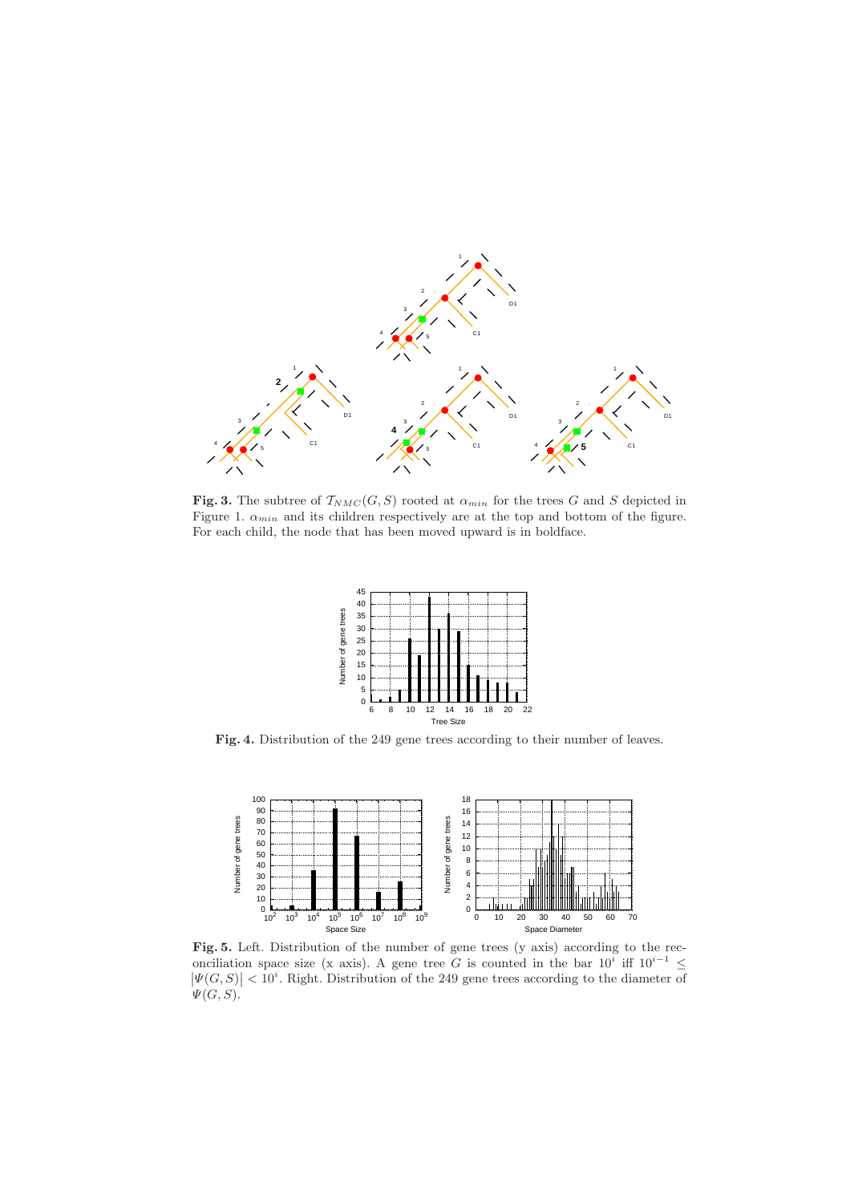**Fig. 3.** The subtree of $\mathcal{T}_{NMC}(G, S)$ rooted at $\alpha_{min}$ for the trees $G$ and $S$ depicted in Figure 1. $\alpha_{min}$ and its children respectively are at the top and bottom of the figure. For each child, the node that has been moved upward is in boldface.

**Fig. 4.** Distribution of the 249 gene trees according to their number of leaves.

**Fig. 5.** Left. Distribution of the number of gene trees (y axis) according to the reconciliation space size (x axis). A gene tree $G$ is counted in the bar $10^i$ iff $10^{i-1} \leq |\Psi(G, S)| < 10^i$. Right. Distribution of the 249 gene trees according to the diameter of $\Psi(G, S)$.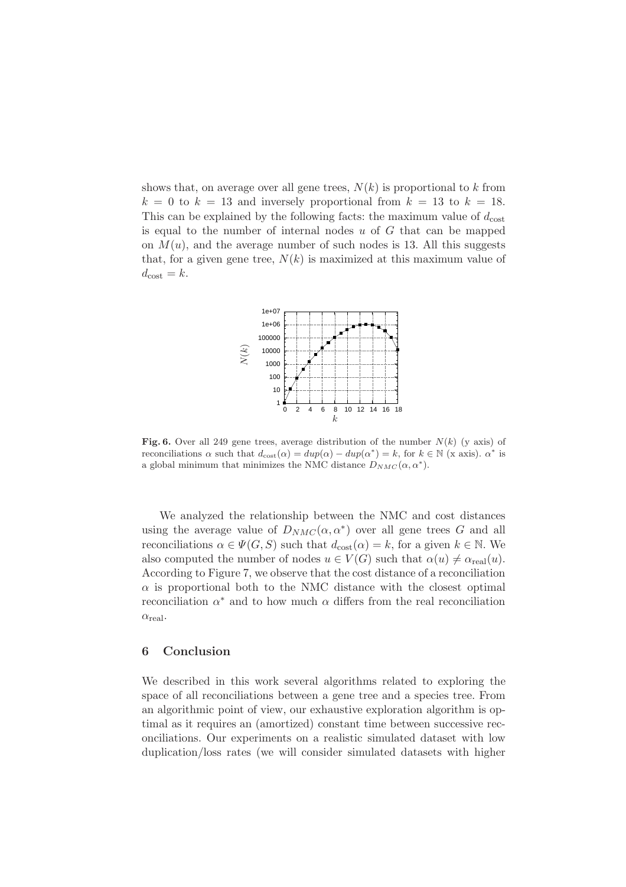shows that, on average over all gene trees, $N(k)$ is proportional to $k$ from $k = 0$ to $k = 13$ and inversely proportional from $k = 13$ to $k = 18$. This can be explained by the following facts: the maximum value of $d_{\text{cost}}$ is equal to the number of internal nodes $u$ of $G$ that can be mapped on $M(u)$, and the average number of such nodes is 13. All this suggests that, for a given gene tree, $N(k)$ is maximized at this maximum value of $d_{\text{cost}} = k$.

**Fig. 6.** Over all 249 gene trees, average distribution of the number $N(k)$ (y axis) of reconciliations $\alpha$ such that $d_{\text{cost}}(\alpha) = dup(\alpha) - dup(\alpha^*) = k$, for $k \in \mathbb{N}$ (x axis). $\alpha^*$ is a global minimum that minimizes the NMC distance $D_{NMC}(\alpha, \alpha^*)$.

We analyzed the relationship between the NMC and cost distances using the average value of $D_{NMC}(\alpha, \alpha^*)$ over all gene trees $G$ and all reconciliations $\alpha \in \Psi(G, S)$ such that $d_{\text{cost}}(\alpha) = k$, for a given $k \in \mathbb{N}$. We also computed the number of nodes $u \in V(G)$ such that $\alpha(u) \neq \alpha_{\text{real}}(u)$. According to Figure 7, we observe that the cost distance of a reconciliation $\alpha$ is proportional both to the NMC distance with the closest optimal reconciliation $\alpha^*$ and to how much $\alpha$ differs from the real reconciliation $\alpha_{\text{real}}$.

## 6 Conclusion

We described in this work several algorithms related to exploring the space of all reconciliations between a gene tree and a species tree. From an algorithmic point of view, our exhaustive exploration algorithm is optimal as it requires an (amortized) constant time between successive reconciliations. Our experiments on a realistic simulated dataset with low duplication/loss rates (we will consider simulated datasets with higher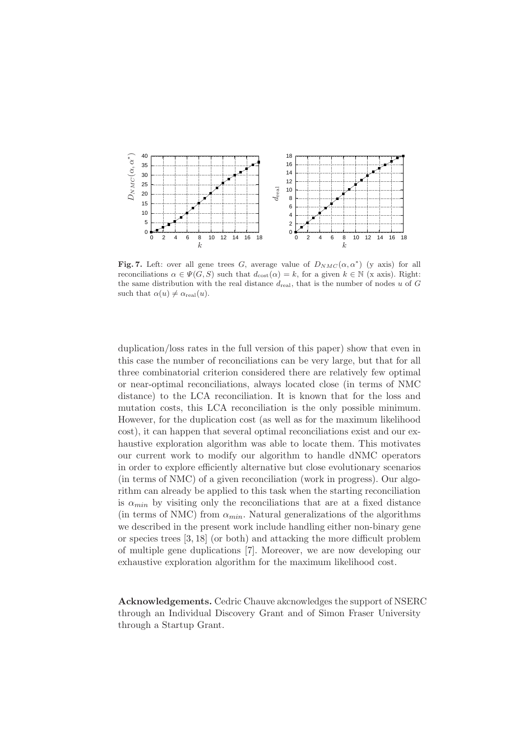**Fig. 7.** Left: over all gene trees $G$, average value of $D_{NMC}(\alpha, \alpha^*)$ (y axis) for all reconciliations $\alpha \in \Psi(G, S)$ such that $d_{\text{cost}}(\alpha) = k$, for a given $k \in \mathbb{N}$ (x axis). Right: the same distribution with the real distance $d_{\text{real}}$, that is the number of nodes $u$ of $G$ such that $\alpha(u) \neq \alpha_{\text{real}}(u)$.

duplication/loss rates in the full version of this paper) show that even in this case the number of reconciliations can be very large, but that for all three combinatorial criterion considered there are relatively few optimal or near-optimal reconciliations, always located close (in terms of NMC distance) to the LCA reconciliation. It is known that for the loss and mutation costs, this LCA reconciliation is the only possible minimum. However, for the duplication cost (as well as for the maximum likelihood cost), it can happen that several optimal reconciliations exist and our exhaustive exploration algorithm was able to locate them. This motivates our current work to modify our algorithm to handle dNMC operators in order to explore efficiently alternative but close evolutionary scenarios (in terms of NMC) of a given reconciliation (work in progress). Our algorithm can already be applied to this task when the starting reconciliation is $\alpha_{min}$ by visiting only the reconciliations that are at a fixed distance (in terms of NMC) from $\alpha_{min}$. Natural generalizations of the algorithms we described in the present work include handling either non-binary gene or species trees [3, 18] (or both) and attacking the more difficult problem of multiple gene duplications [7]. Moreover, we are now developing our exhaustive exploration algorithm for the maximum likelihood cost.

**Acknowledgements.** Cedric Chauve akcnowledges the support of NSERC through an Individual Discovery Grant and of Simon Fraser University through a Startup Grant.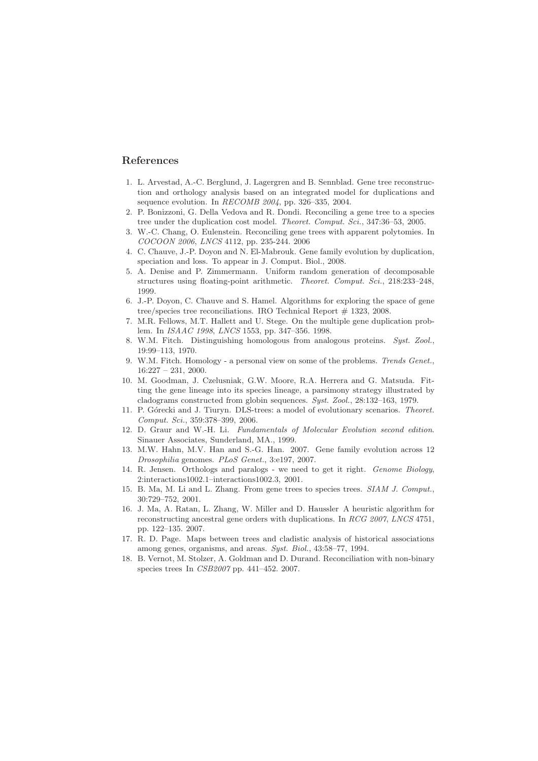## References

1. L. Arvestad, A.-C. Berglund, J. Lagergren and B. Sennblad. Gene tree reconstruction and orthology analysis based on an integrated model for duplications and sequence evolution. In *RECOMB 2004*, pp. 326–335, 2004.
2. P. Bonizzoni, G. Della Vedova and R. Dondi. Reconciling a gene tree to a species tree under the duplication cost model. *Theoret. Comput. Sci.*, 347:36–53, 2005.
3. W.-C. Chang, O. Eulenstein. Reconciling gene trees with apparent polytomies. In *COCOON 2006*, *LNCS* 4112, pp. 235-244. 2006
4. C. Chauve, J.-P. Doyon and N. El-Mabrouk. Gene family evolution by duplication, speciation and loss. To appear in J. Comput. Biol., 2008.
5. A. Denise and P. Zimmermann. Uniform random generation of decomposable structures using floating-point arithmetic. *Theoret. Comput. Sci.*, 218:233–248, 1999.
6. J.-P. Doyon, C. Chauve and S. Hamel. Algorithms for exploring the space of gene tree/species tree reconciliations. IRO Technical Report # 1323, 2008.
7. M.R. Fellows, M.T. Hallett and U. Stege. On the multiple gene duplication problem. In *ISAAC 1998*, *LNCS* 1553, pp. 347–356. 1998.
8. W.M. Fitch. Distinguishing homologous from analogous proteins. *Syst. Zool.*, 19:99–113, 1970.
9. W.M. Fitch. Homology - a personal view on some of the problems. *Trends Genet.*, 16:227 – 231, 2000.
10. M. Goodman, J. Czelusniak, G.W. Moore, R.A. Herrera and G. Matsuda. Fitting the gene lineage into its species lineage, a parsimony strategy illustrated by cladograms constructed from globin sequences. *Syst. Zool.*, 28:132–163, 1979.
11. P. Górecki and J. Tiuryn. DLS-trees: a model of evolutionary scenarios. *Theoret. Comput. Sci.*, 359:378–399, 2006.
12. D. Graur and W.-H. Li. *Fundamentals of Molecular Evolution second edition*. Sinauer Associates, Sunderland, MA., 1999.
13. M.W. Hahn, M.V. Han and S.-G. Han. 2007. Gene family evolution across 12 *Drosophilia* genomes. *PLoS Genet.*, 3:e197, 2007.
14. R. Jensen. Orthologs and paralogs - we need to get it right. *Genome Biology*, 2:interactions1002.1–interactions1002.3, 2001.
15. B. Ma, M. Li and L. Zhang. From gene trees to species trees. *SIAM J. Comput.*, 30:729–752, 2001.
16. J. Ma, A. Ratan, L. Zhang, W. Miller and D. Haussler A heuristic algorithm for reconstructing ancestral gene orders with duplications. In *RCG 2007*, *LNCS* 4751, pp. 122–135. 2007.
17. R. D. Page. Maps between trees and cladistic analysis of historical associations among genes, organisms, and areas. *Syst. Biol.*, 43:58–77, 1994.
18. B. Vernot, M. Stolzer, A. Goldman and D. Durand. Reconciliation with non-binary species trees In *CSB2007* pp. 441–452. 2007.